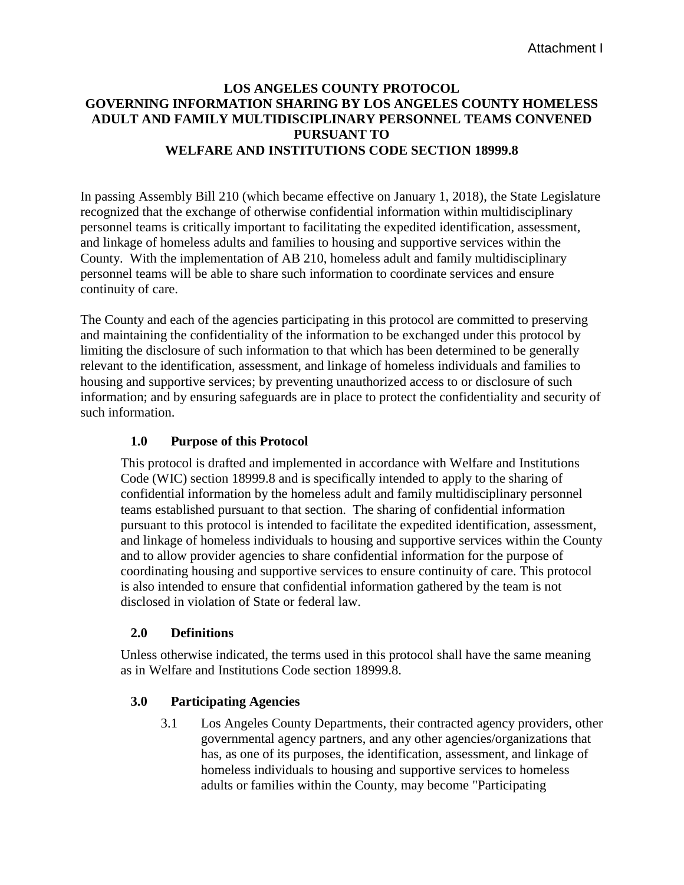Attachment I

# LOS ANGELES COUNTY PROTOCOL GOVERNING INFORMATION SHARING BY LOS ANGELES COUNTY HOMELESS ADULT AND FAMILY MULTIDISCIPLINARY PERSONNEL TEAMS CONVENED PURSUANT TO WELFARE AND INSTITUTIONS CODE SECTION 18999.8

In passing Assembly Bill 210 (which became effective on January 1, 2018), the State Legislature recognized that the exchange of otherwise confidential information within multidisciplinary personnel teams is critically important to facilitating the expedited identification, assessment, and linkage of homeless adults and families to housing and supportive services within the County. With the implementation of AB 210, homeless adult and family multidisciplinary personnel teams will be able to share such information to coordinate services and ensure continuity of care.

The County and each of the agencies participating in this protocol are committed to preserving and maintaining the confidentiality of the information to be exchanged under this protocol by limiting the disclosure of such information to that which has been determined to be generally relevant to the identification, assessment, and linkage of homeless individuals and families to housing and supportive services; by preventing unauthorized access to or disclosure of such information; and by ensuring safeguards are in place to protect the confidentiality and security of such information.

## 1.0 Purpose of this Protocol

This protocol is drafted and implemented in accordance with Welfare and Institutions Code (WIC) section 18999.8 and is specifically intended to apply to the sharing of confidential information by the homeless adult and family multidisciplinary personnel teams established pursuant to that section. The sharing of confidential information pursuant to this protocol is intended to facilitate the expedited identification, assessment, and linkage of homeless individuals to housing and supportive services within the County and to allow provider agencies to share confidential information for the purpose of coordinating housing and supportive services to ensure continuity of care. This protocol is also intended to ensure that confidential information gathered by the team is not disclosed in violation of State or federal law.

## 2.0 Definitions

Unless otherwise indicated, the terms used in this protocol shall have the same meaning as in Welfare and Institutions Code section 18999.8.

## 3.0 Participating Agencies

3.1 Los Angeles County Departments, their contracted agency providers, other governmental agency partners, and any other agencies/organizations that has, as one of its purposes, the identification, assessment, and linkage of homeless individuals to housing and supportive services to homeless adults or families within the County, may become "Participating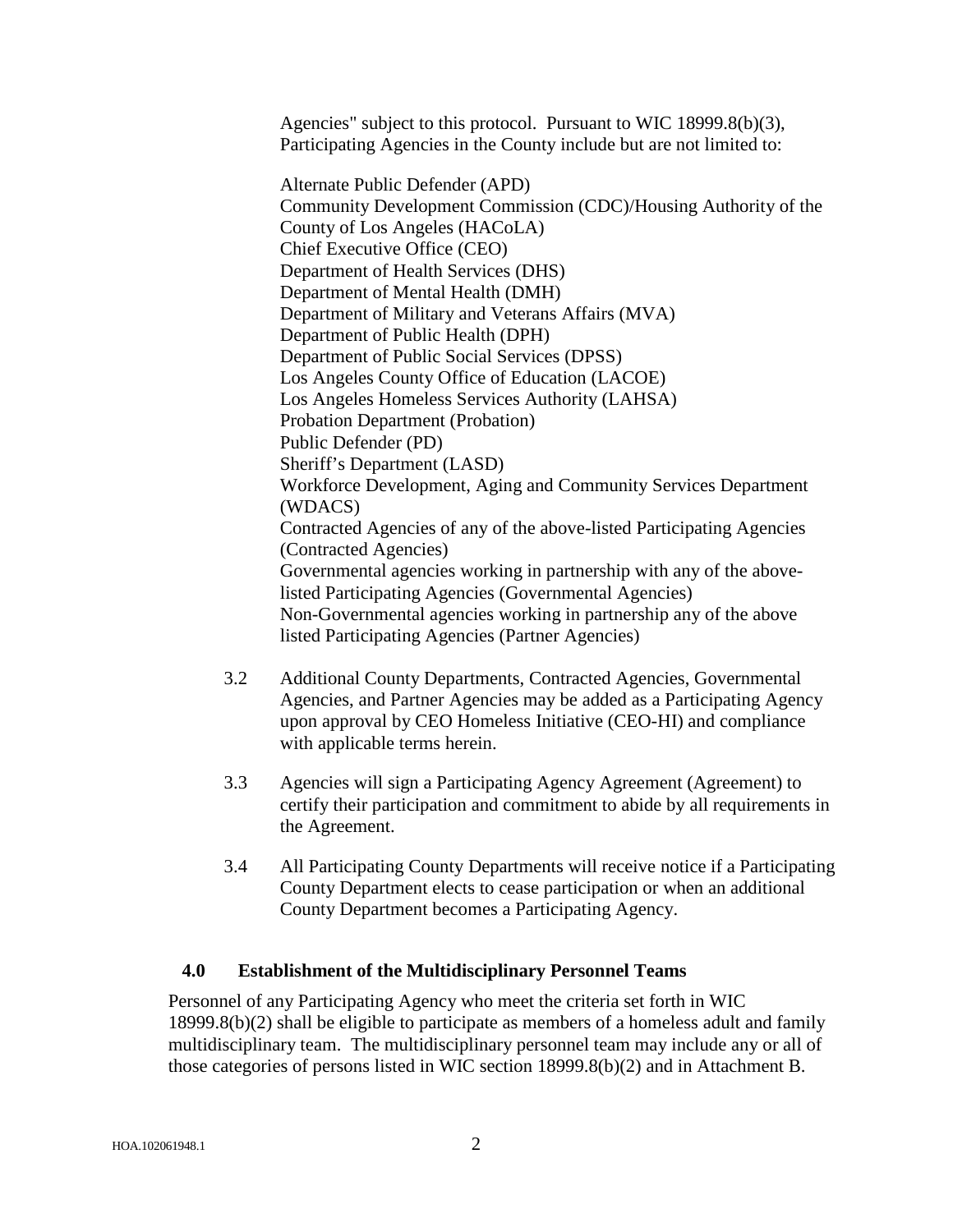Agencies" subject to this protocol. Pursuant to WIC 18999.8(b)(3), Participating Agencies in the County include but are not limited to:

Alternate Public Defender (APD)
Community Development Commission (CDC)/Housing Authority of the County of Los Angeles (HACoLA)
Chief Executive Office (CEO)
Department of Health Services (DHS)
Department of Mental Health (DMH)
Department of Military and Veterans Affairs (MVA)
Department of Public Health (DPH)
Department of Public Social Services (DPSS)
Los Angeles County Office of Education (LACOE)
Los Angeles Homeless Services Authority (LAHSA)
Probation Department (Probation)
Public Defender (PD)
Sheriff's Department (LASD)
Workforce Development, Aging and Community Services Department (WDACS)
Contracted Agencies of any of the above-listed Participating Agencies (Contracted Agencies)
Governmental agencies working in partnership with any of the above-listed Participating Agencies (Governmental Agencies)
Non-Governmental agencies working in partnership any of the above listed Participating Agencies (Partner Agencies)

3.2 Additional County Departments, Contracted Agencies, Governmental Agencies, and Partner Agencies may be added as a Participating Agency upon approval by CEO Homeless Initiative (CEO-HI) and compliance with applicable terms herein.

3.3 Agencies will sign a Participating Agency Agreement (Agreement) to certify their participation and commitment to abide by all requirements in the Agreement.

3.4 All Participating County Departments will receive notice if a Participating County Department elects to cease participation or when an additional County Department becomes a Participating Agency.

## 4.0 Establishment of the Multidisciplinary Personnel Teams

Personnel of any Participating Agency who meet the criteria set forth in WIC 18999.8(b)(2) shall be eligible to participate as members of a homeless adult and family multidisciplinary team. The multidisciplinary personnel team may include any or all of those categories of persons listed in WIC section 18999.8(b)(2) and in Attachment B.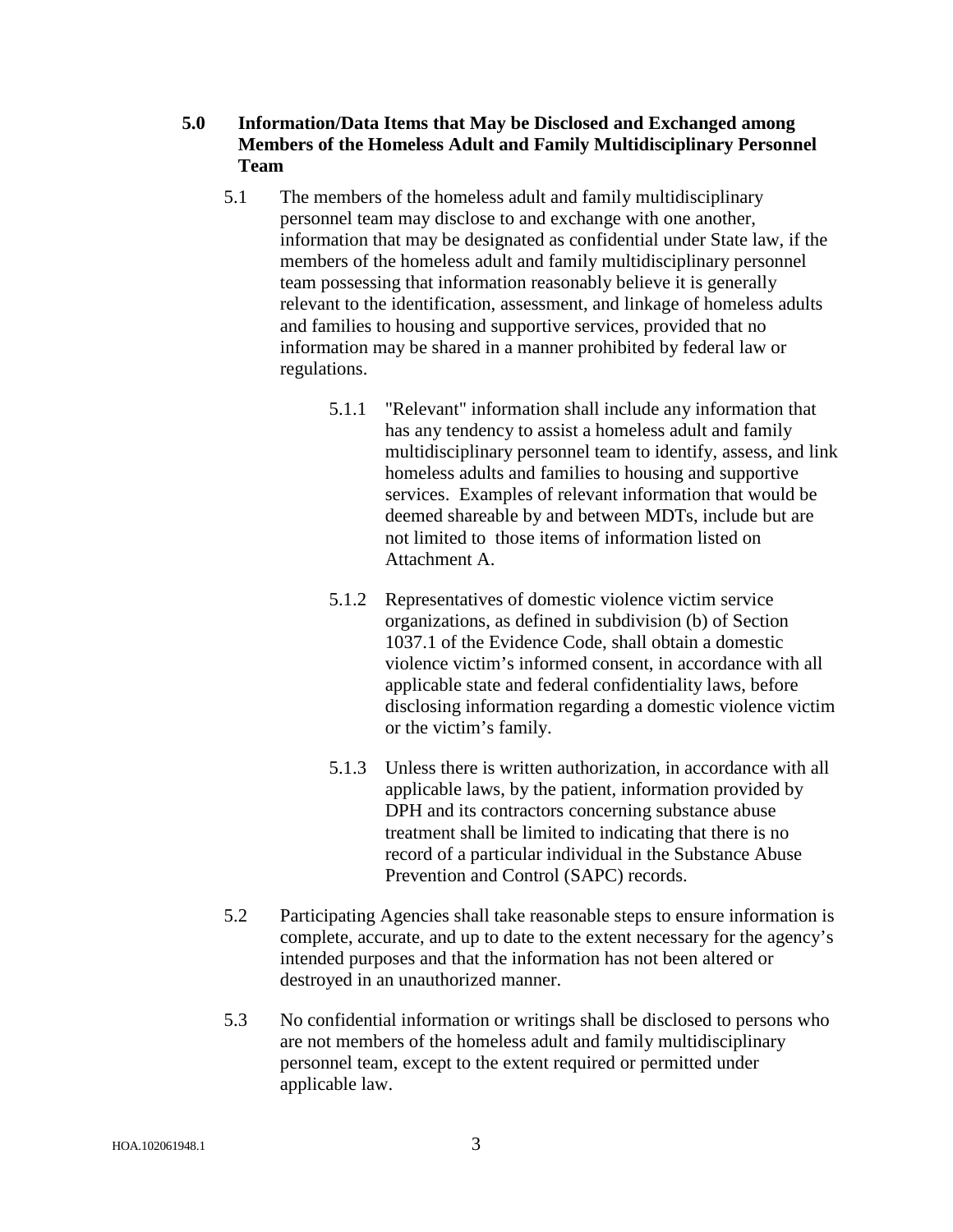## 5.0 Information/Data Items that May be Disclosed and Exchanged among Members of the Homeless Adult and Family Multidisciplinary Personnel Team

5.1 The members of the homeless adult and family multidisciplinary personnel team may disclose to and exchange with one another, information that may be designated as confidential under State law, if the members of the homeless adult and family multidisciplinary personnel team possessing that information reasonably believe it is generally relevant to the identification, assessment, and linkage of homeless adults and families to housing and supportive services, provided that no information may be shared in a manner prohibited by federal law or regulations.

5.1.1 "Relevant" information shall include any information that has any tendency to assist a homeless adult and family multidisciplinary personnel team to identify, assess, and link homeless adults and families to housing and supportive services. Examples of relevant information that would be deemed shareable by and between MDTs, include but are not limited to those items of information listed on Attachment A.

5.1.2 Representatives of domestic violence victim service organizations, as defined in subdivision (b) of Section 1037.1 of the Evidence Code, shall obtain a domestic violence victim's informed consent, in accordance with all applicable state and federal confidentiality laws, before disclosing information regarding a domestic violence victim or the victim's family.

5.1.3 Unless there is written authorization, in accordance with all applicable laws, by the patient, information provided by DPH and its contractors concerning substance abuse treatment shall be limited to indicating that there is no record of a particular individual in the Substance Abuse Prevention and Control (SAPC) records.

5.2 Participating Agencies shall take reasonable steps to ensure information is complete, accurate, and up to date to the extent necessary for the agency's intended purposes and that the information has not been altered or destroyed in an unauthorized manner.

5.3 No confidential information or writings shall be disclosed to persons who are not members of the homeless adult and family multidisciplinary personnel team, except to the extent required or permitted under applicable law.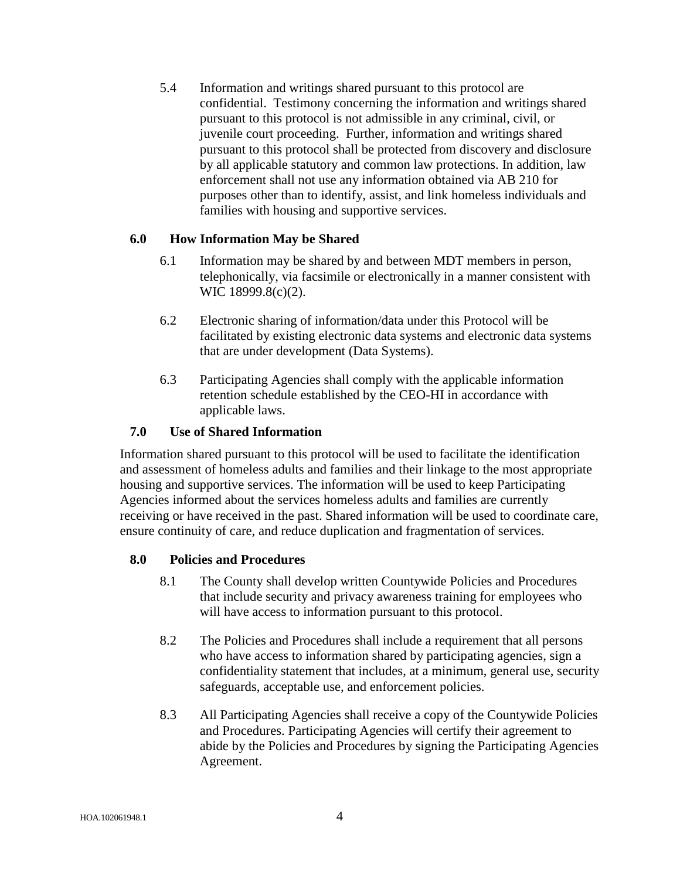5.4 Information and writings shared pursuant to this protocol are confidential. Testimony concerning the information and writings shared pursuant to this protocol is not admissible in any criminal, civil, or juvenile court proceeding. Further, information and writings shared pursuant to this protocol shall be protected from discovery and disclosure by all applicable statutory and common law protections. In addition, law enforcement shall not use any information obtained via AB 210 for purposes other than to identify, assist, and link homeless individuals and families with housing and supportive services.

## 6.0 How Information May be Shared

6.1 Information may be shared by and between MDT members in person, telephonically, via facsimile or electronically in a manner consistent with WIC 18999.8(c)(2).

6.2 Electronic sharing of information/data under this Protocol will be facilitated by existing electronic data systems and electronic data systems that are under development (Data Systems).

6.3 Participating Agencies shall comply with the applicable information retention schedule established by the CEO-HI in accordance with applicable laws.

## 7.0 Use of Shared Information

Information shared pursuant to this protocol will be used to facilitate the identification and assessment of homeless adults and families and their linkage to the most appropriate housing and supportive services. The information will be used to keep Participating Agencies informed about the services homeless adults and families are currently receiving or have received in the past. Shared information will be used to coordinate care, ensure continuity of care, and reduce duplication and fragmentation of services.

## 8.0 Policies and Procedures

8.1 The County shall develop written Countywide Policies and Procedures that include security and privacy awareness training for employees who will have access to information pursuant to this protocol.

8.2 The Policies and Procedures shall include a requirement that all persons who have access to information shared by participating agencies, sign a confidentiality statement that includes, at a minimum, general use, security safeguards, acceptable use, and enforcement policies.

8.3 All Participating Agencies shall receive a copy of the Countywide Policies and Procedures. Participating Agencies will certify their agreement to abide by the Policies and Procedures by signing the Participating Agencies Agreement.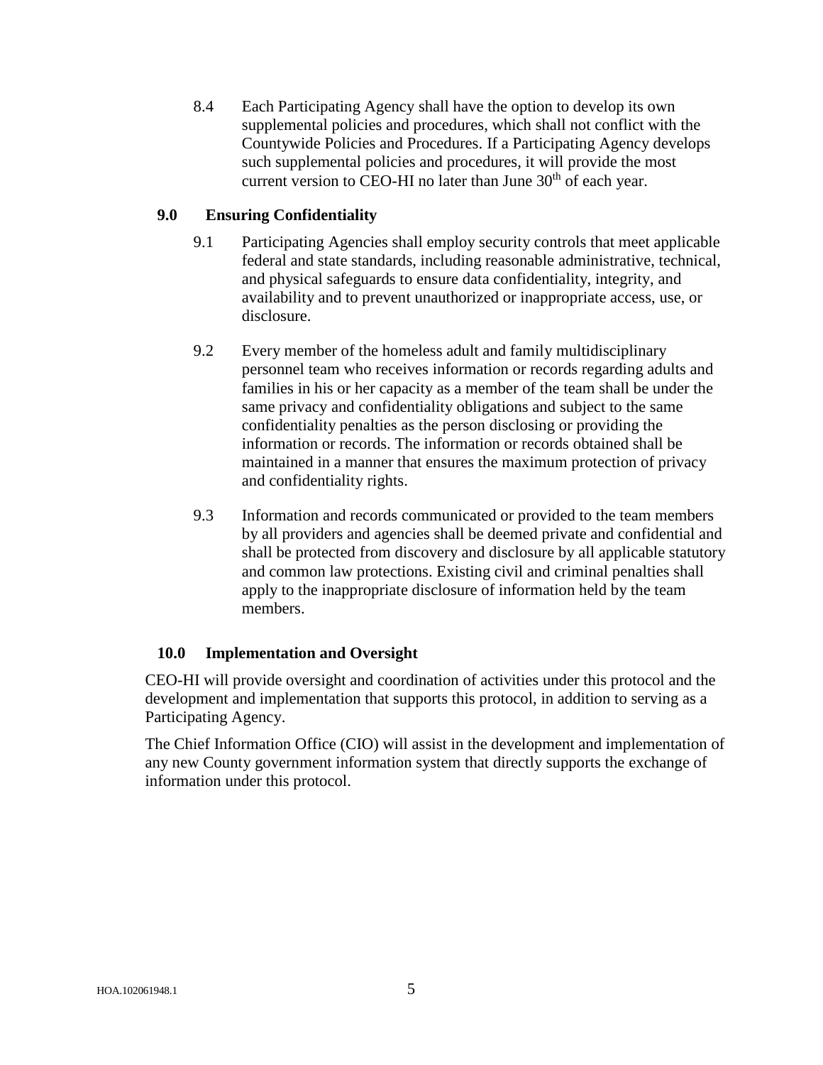8.4 Each Participating Agency shall have the option to develop its own supplemental policies and procedures, which shall not conflict with the Countywide Policies and Procedures. If a Participating Agency develops such supplemental policies and procedures, it will provide the most current version to CEO-HI no later than June 30th of each year.

## 9.0 Ensuring Confidentiality

9.1 Participating Agencies shall employ security controls that meet applicable federal and state standards, including reasonable administrative, technical, and physical safeguards to ensure data confidentiality, integrity, and availability and to prevent unauthorized or inappropriate access, use, or disclosure.

9.2 Every member of the homeless adult and family multidisciplinary personnel team who receives information or records regarding adults and families in his or her capacity as a member of the team shall be under the same privacy and confidentiality obligations and subject to the same confidentiality penalties as the person disclosing or providing the information or records. The information or records obtained shall be maintained in a manner that ensures the maximum protection of privacy and confidentiality rights.

9.3 Information and records communicated or provided to the team members by all providers and agencies shall be deemed private and confidential and shall be protected from discovery and disclosure by all applicable statutory and common law protections. Existing civil and criminal penalties shall apply to the inappropriate disclosure of information held by the team members.

## 10.0 Implementation and Oversight

CEO-HI will provide oversight and coordination of activities under this protocol and the development and implementation that supports this protocol, in addition to serving as a Participating Agency.

The Chief Information Office (CIO) will assist in the development and implementation of any new County government information system that directly supports the exchange of information under this protocol.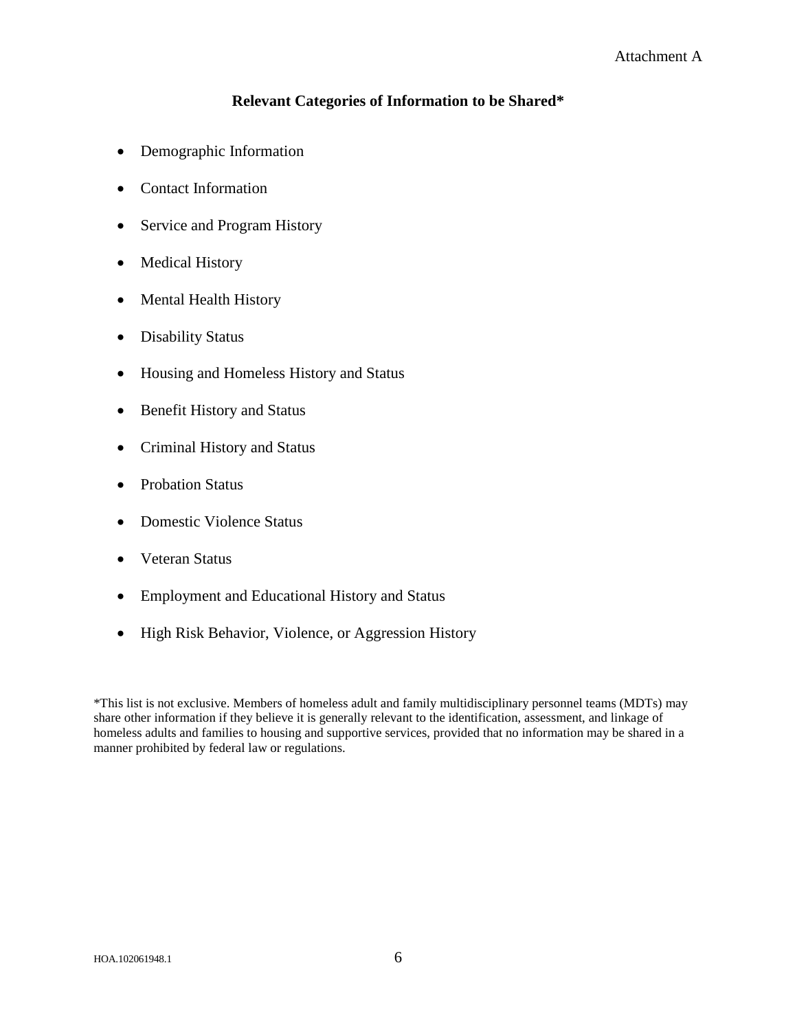Attachment A

**Relevant Categories of Information to be Shared***

- Demographic Information
- Contact Information
- Service and Program History
- Medical History
- Mental Health History
- Disability Status
- Housing and Homeless History and Status
- Benefit History and Status
- Criminal History and Status
- Probation Status
- Domestic Violence Status
- Veteran Status
- Employment and Educational History and Status
- High Risk Behavior, Violence, or Aggression History

*This list is not exclusive. Members of homeless adult and family multidisciplinary personnel teams (MDTs) may share other information if they believe it is generally relevant to the identification, assessment, and linkage of homeless adults and families to housing and supportive services, provided that no information may be shared in a manner prohibited by federal law or regulations.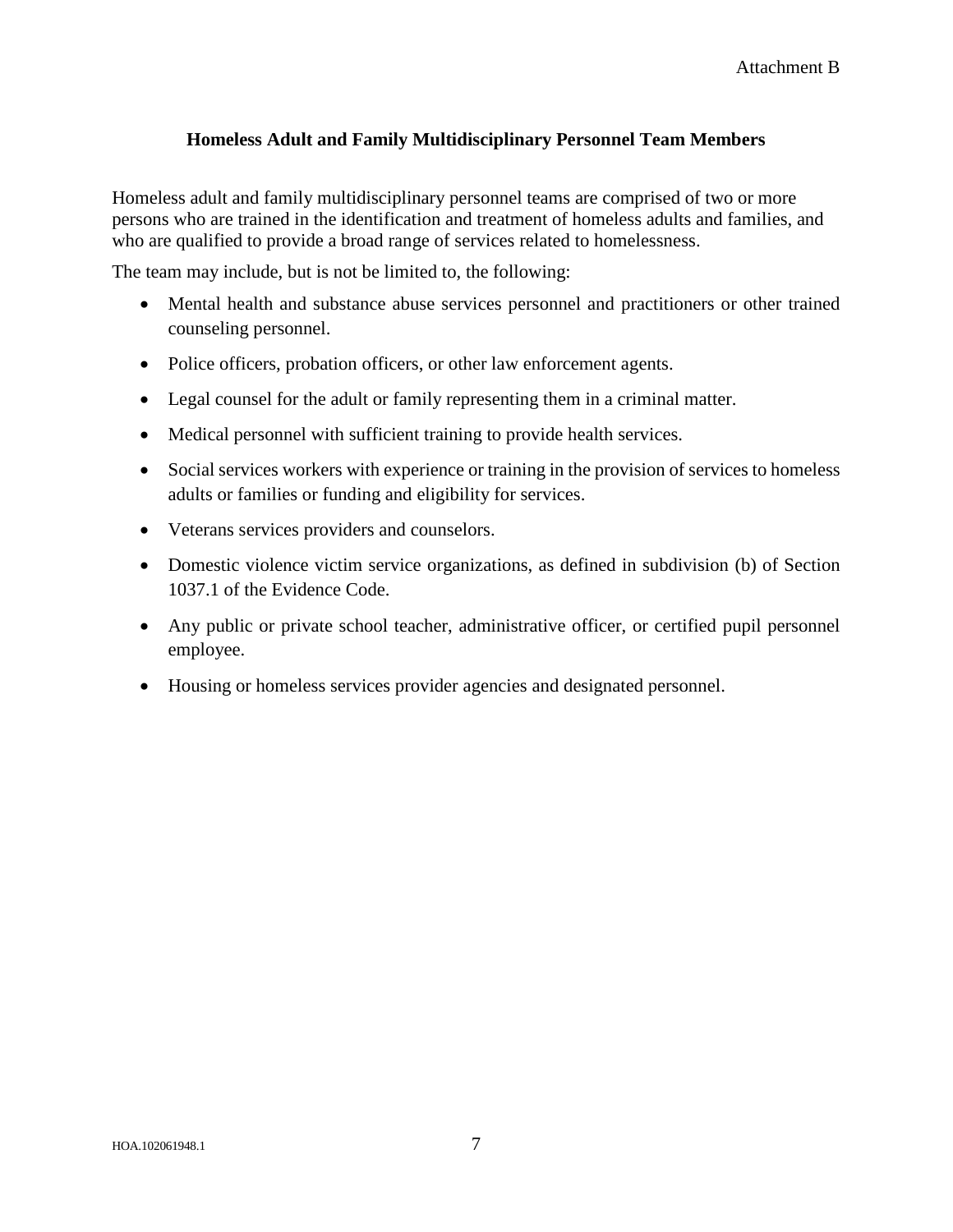Attachment B

## Homeless Adult and Family Multidisciplinary Personnel Team Members

Homeless adult and family multidisciplinary personnel teams are comprised of two or more persons who are trained in the identification and treatment of homeless adults and families, and who are qualified to provide a broad range of services related to homelessness.

The team may include, but is not be limited to, the following:

- Mental health and substance abuse services personnel and practitioners or other trained counseling personnel.
- Police officers, probation officers, or other law enforcement agents.
- Legal counsel for the adult or family representing them in a criminal matter.
- Medical personnel with sufficient training to provide health services.
- Social services workers with experience or training in the provision of services to homeless adults or families or funding and eligibility for services.
- Veterans services providers and counselors.
- Domestic violence victim service organizations, as defined in subdivision (b) of Section 1037.1 of the Evidence Code.
- Any public or private school teacher, administrative officer, or certified pupil personnel employee.
- Housing or homeless services provider agencies and designated personnel.

HOA.102061948.1